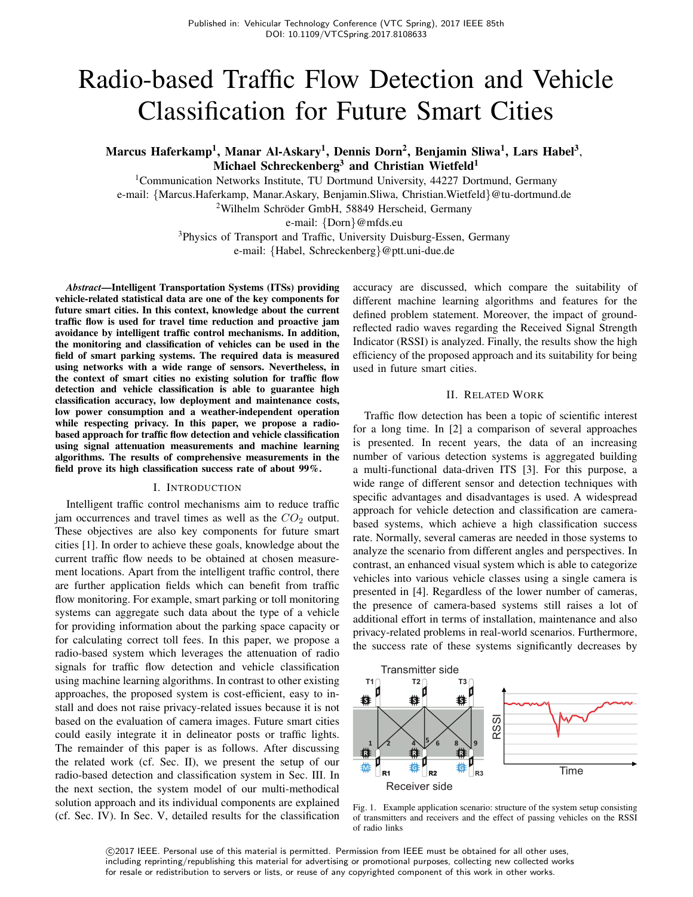Published in: Vehicular Technology Conference (VTC Spring), 2017 IEEE 85th
DOI: 10.1109/VTCSpring.2017.8108633

# Radio-based Traffic Flow Detection and Vehicle Classification for Future Smart Cities

**Marcus Haferkamp[1], Manar Al-Askary[1], Dennis Dorn[2], Benjamin Sliwa[1], Lars Habel[3], Michael Schreckenberg[3] and Christian Wietfeld[1]**

[1]Communication Networks Institute, TU Dortmund University, 44227 Dortmund, Germany
e-mail: {Marcus.Haferkamp, Manar.Askary, Benjamin.Sliwa, Christian.Wietfeld}@tu-dortmund.de
[2]Wilhelm Schröder GmbH, 58849 Herscheid, Germany
e-mail: {Dorn}@mfds.eu
[3]Physics of Transport and Traffic, University Duisburg-Essen, Germany
e-mail: {Habel, Schreckenberg}@ptt.uni-due.de

***Abstract*—Intelligent Transportation Systems (ITSs) providing vehicle-related statistical data are one of the key components for future smart cities. In this context, knowledge about the current traffic flow is used for travel time reduction and proactive jam avoidance by intelligent traffic control mechanisms. In addition, the monitoring and classification of vehicles can be used in the field of smart parking systems. The required data is measured using networks with a wide range of sensors. Nevertheless, in the context of smart cities no existing solution for traffic flow detection and vehicle classification is able to guarantee high classification accuracy, low deployment and maintenance costs, low power consumption and a weather-independent operation while respecting privacy. In this paper, we propose a radio-based approach for traffic flow detection and vehicle classification using signal attenuation measurements and machine learning algorithms. The results of comprehensive measurements in the field prove its high classification success rate of about 99%.**

## I. Introduction

Intelligent traffic control mechanisms aim to reduce traffic jam occurrences and travel times as well as the $CO_2$ output. These objectives are also key components for future smart cities [1]. In order to achieve these goals, knowledge about the current traffic flow needs to be obtained at chosen measurement locations. Apart from the intelligent traffic control, there are further application fields which can benefit from traffic flow monitoring. For example, smart parking or toll monitoring systems can aggregate such data about the type of a vehicle for providing information about the parking space capacity or for calculating correct toll fees. In this paper, we propose a radio-based system which leverages the attenuation of radio signals for traffic flow detection and vehicle classification using machine learning algorithms. In contrast to other existing approaches, the proposed system is cost-efficient, easy to install and does not raise privacy-related issues because it is not based on the evaluation of camera images. Future smart cities could easily integrate it in delineator posts or traffic lights. The remainder of this paper is as follows. After discussing the related work (cf. Sec. II), we present the setup of our radio-based detection and classification system in Sec. III. In the next section, the system model of our multi-methodical solution approach and its individual components are explained (cf. Sec. IV). In Sec. V, detailed results for the classification accuracy are discussed, which compare the suitability of different machine learning algorithms and features for the defined problem statement. Moreover, the impact of ground-reflected radio waves regarding the Received Signal Strength Indicator (RSSI) is analyzed. Finally, the results show the high efficiency of the proposed approach and its suitability for being used in future smart cities.

## II. Related Work

Traffic flow detection has been a topic of scientific interest for a long time. In [2] a comparison of several approaches is presented. In recent years, the data of an increasing number of various detection systems is aggregated building a multi-functional data-driven ITS [3]. For this purpose, a wide range of different sensor and detection techniques with specific advantages and disadvantages is used. A widespread approach for vehicle detection and classification are camera-based systems, which achieve a high classification success rate. Normally, several cameras are needed in those systems to analyze the scenario from different angles and perspectives. In contrast, an enhanced visual system which is able to categorize vehicles into various vehicle classes using a single camera is presented in [4]. Regardless of the lower number of cameras, the presence of camera-based systems still raises a lot of additional effort in terms of installation, maintenance and also privacy-related problems in real-world scenarios. Furthermore, the success rate of these systems significantly decreases by

Fig. 1. Example application scenario: structure of the system setup consisting of transmitters and receivers and the effect of passing vehicles on the RSSI of radio links

©2017 IEEE. Personal use of this material is permitted. Permission from IEEE must be obtained for all other uses, including reprinting/republishing this material for advertising or promotional purposes, collecting new collected works for resale or redistribution to servers or lists, or reuse of any copyrighted component of this work in other works.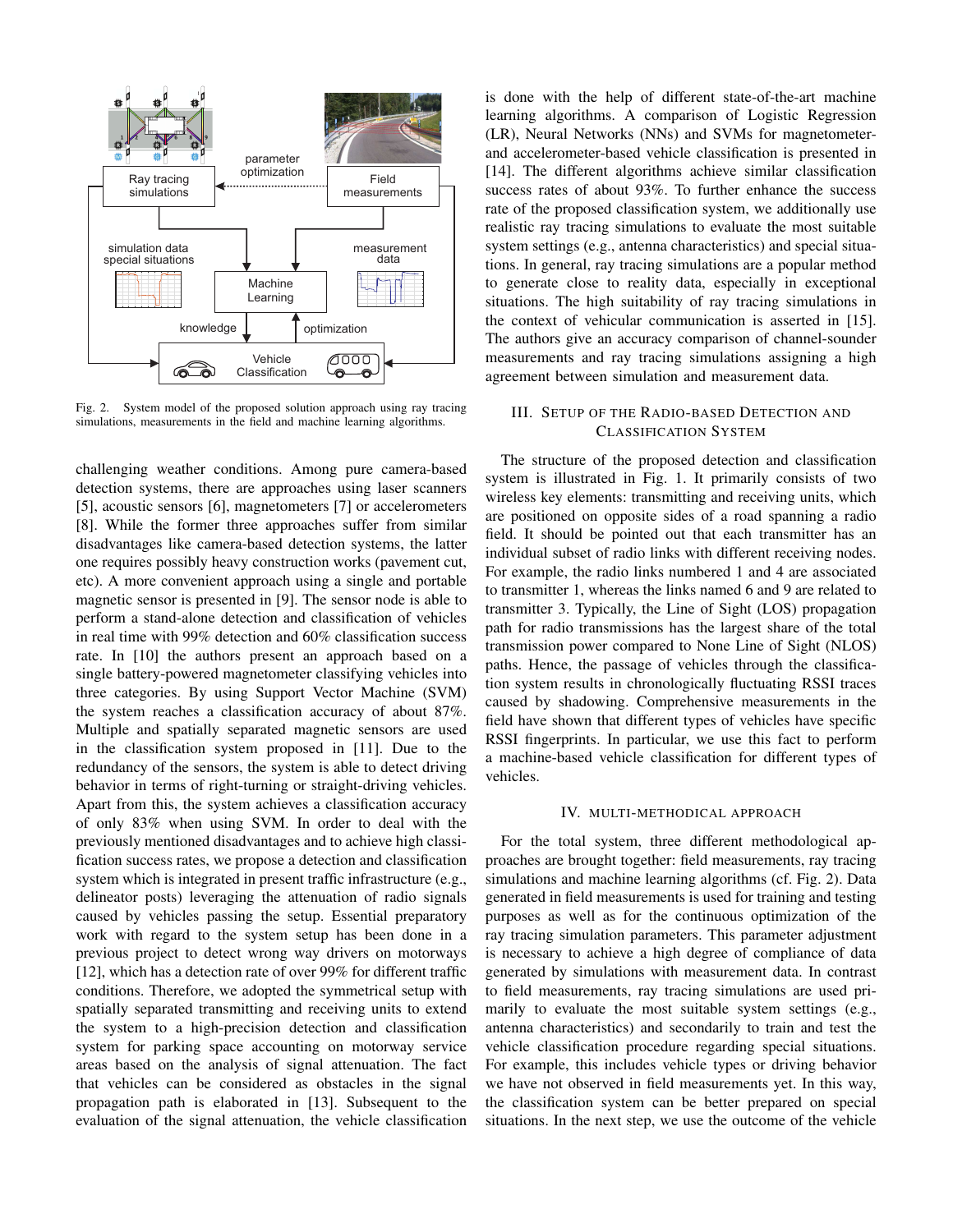Fig. 2. System model of the proposed solution approach using ray tracing simulations, measurements in the field and machine learning algorithms.

challenging weather conditions. Among pure camera-based detection systems, there are approaches using laser scanners [5], acoustic sensors [6], magnetometers [7] or accelerometers [8]. While the former three approaches suffer from similar disadvantages like camera-based detection systems, the latter one requires possibly heavy construction works (pavement cut, etc). A more convenient approach using a single and portable magnetic sensor is presented in [9]. The sensor node is able to perform a stand-alone detection and classification of vehicles in real time with 99% detection and 60% classification success rate. In [10] the authors present an approach based on a single battery-powered magnetometer classifying vehicles into three categories. By using Support Vector Machine (SVM) the system reaches a classification accuracy of about 87%. Multiple and spatially separated magnetic sensors are used in the classification system proposed in [11]. Due to the redundancy of the sensors, the system is able to detect driving behavior in terms of right-turning or straight-driving vehicles. Apart from this, the system achieves a classification accuracy of only 83% when using SVM. In order to deal with the previously mentioned disadvantages and to achieve high classification success rates, we propose a detection and classification system which is integrated in present traffic infrastructure (e.g., delineator posts) leveraging the attenuation of radio signals caused by vehicles passing the setup. Essential preparatory work with regard to the system setup has been done in a previous project to detect wrong way drivers on motorways [12], which has a detection rate of over 99% for different traffic conditions. Therefore, we adopted the symmetrical setup with spatially separated transmitting and receiving units to extend the system to a high-precision detection and classification system for parking space accounting on motorway service areas based on the analysis of signal attenuation. The fact that vehicles can be considered as obstacles in the signal propagation path is elaborated in [13]. Subsequent to the evaluation of the signal attenuation, the vehicle classification is done with the help of different state-of-the-art machine learning algorithms. A comparison of Logistic Regression (LR), Neural Networks (NNs) and SVMs for magnetometer- and accelerometer-based vehicle classification is presented in [14]. The different algorithms achieve similar classification success rates of about 93%. To further enhance the success rate of the proposed classification system, we additionally use realistic ray tracing simulations to evaluate the most suitable system settings (e.g., antenna characteristics) and special situations. In general, ray tracing simulations are a popular method to generate close to reality data, especially in exceptional situations. The high suitability of ray tracing simulations in the context of vehicular communication is asserted in [15]. The authors give an accuracy comparison of channel-sounder measurements and ray tracing simulations assigning a high agreement between simulation and measurement data.

## III. Setup of the Radio-based Detection and Classification System

The structure of the proposed detection and classification system is illustrated in Fig. 1. It primarily consists of two wireless key elements: transmitting and receiving units, which are positioned on opposite sides of a road spanning a radio field. It should be pointed out that each transmitter has an individual subset of radio links with different receiving nodes. For example, the radio links numbered 1 and 4 are associated to transmitter 1, whereas the links named 6 and 9 are related to transmitter 3. Typically, the Line of Sight (LOS) propagation path for radio transmissions has the largest share of the total transmission power compared to None Line of Sight (NLOS) paths. Hence, the passage of vehicles through the classification system results in chronologically fluctuating RSSI traces caused by shadowing. Comprehensive measurements in the field have shown that different types of vehicles have specific RSSI fingerprints. In particular, we use this fact to perform a machine-based vehicle classification for different types of vehicles.

## IV. Multi-methodical Approach

For the total system, three different methodological approaches are brought together: field measurements, ray tracing simulations and machine learning algorithms (cf. Fig. 2). Data generated in field measurements is used for training and testing purposes as well as for the continuous optimization of the ray tracing simulation parameters. This parameter adjustment is necessary to achieve a high degree of compliance of data generated by simulations with measurement data. In contrast to field measurements, ray tracing simulations are used primarily to evaluate the most suitable system settings (e.g., antenna characteristics) and secondarily to train and test the vehicle classification procedure regarding special situations. For example, this includes vehicle types or driving behavior we have not observed in field measurements yet. In this way, the classification system can be better prepared on special situations. In the next step, we use the outcome of the vehicle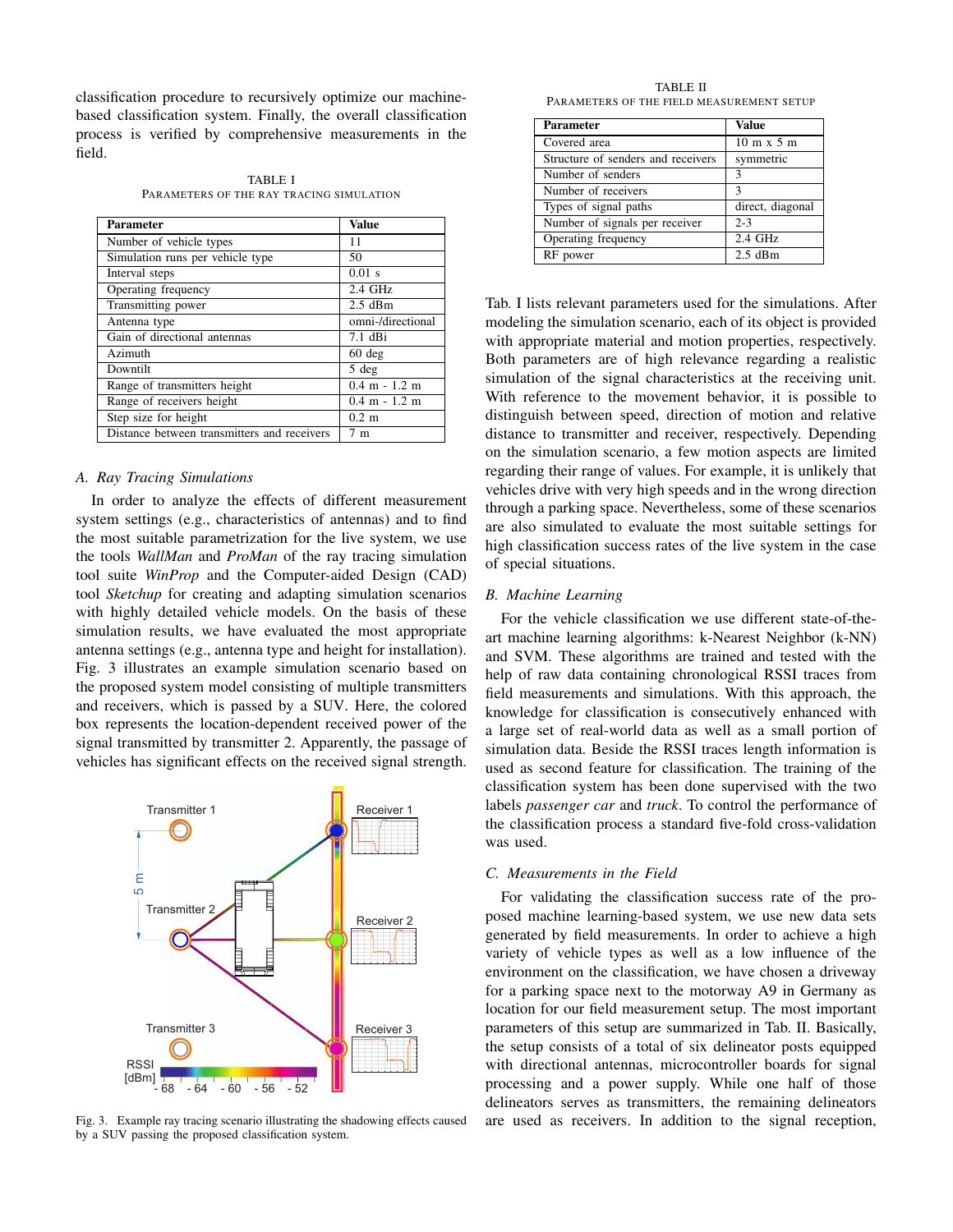classification procedure to recursively optimize our machine-based classification system. Finally, the overall classification process is verified by comprehensive measurements in the field.

TABLE I
PARAMETERS OF THE RAY TRACING SIMULATION

| Parameter | Value |
|---|---|
| Number of vehicle types | 11 |
| Simulation runs per vehicle type | 50 |
| Interval steps | 0.01 s |
| Operating frequency | 2.4 GHz |
| Transmitting power | 2.5 dBm |
| Antenna type | omni-/directional |
| Gain of directional antennas | 7.1 dBi |
| Azimuth | 60 deg |
| Downtilt | 5 deg |
| Range of transmitters height | 0.4 m - 1.2 m |
| Range of receivers height | 0.4 m - 1.2 m |
| Step size for height | 0.2 m |
| Distance between transmitters and receivers | 7 m |

### A. Ray Tracing Simulations

In order to analyze the effects of different measurement system settings (e.g., characteristics of antennas) and to find the most suitable parametrization for the live system, we use the tools *WallMan* and *ProMan* of the ray tracing simulation tool suite *WinProp* and the Computer-aided Design (CAD) tool *Sketchup* for creating and adapting simulation scenarios with highly detailed vehicle models. On the basis of these simulation results, we have evaluated the most appropriate antenna settings (e.g., antenna type and height for installation). Fig. 3 illustrates an example simulation scenario based on the proposed system model consisting of multiple transmitters and receivers, which is passed by a SUV. Here, the colored box represents the location-dependent received power of the signal transmitted by transmitter 2. Apparently, the passage of vehicles has significant effects on the received signal strength.

Fig. 3. Example ray tracing scenario illustrating the shadowing effects caused by a SUV passing the proposed classification system.

TABLE II
PARAMETERS OF THE FIELD MEASUREMENT SETUP

| Parameter | Value |
|---|---|
| Covered area | 10 m x 5 m |
| Structure of senders and receivers | symmetric |
| Number of senders | 3 |
| Number of receivers | 3 |
| Types of signal paths | direct, diagonal |
| Number of signals per receiver | 2-3 |
| Operating frequency | 2.4 GHz |
| RF power | 2.5 dBm |

Tab. I lists relevant parameters used for the simulations. After modeling the simulation scenario, each of its object is provided with appropriate material and motion properties, respectively. Both parameters are of high relevance regarding a realistic simulation of the signal characteristics at the receiving unit. With reference to the movement behavior, it is possible to distinguish between speed, direction of motion and relative distance to transmitter and receiver, respectively. Depending on the simulation scenario, a few motion aspects are limited regarding their range of values. For example, it is unlikely that vehicles drive with very high speeds and in the wrong direction through a parking space. Nevertheless, some of these scenarios are also simulated to evaluate the most suitable settings for high classification success rates of the live system in the case of special situations.

### B. Machine Learning

For the vehicle classification we use different state-of-the-art machine learning algorithms: k-Nearest Neighbor (k-NN) and SVM. These algorithms are trained and tested with the help of raw data containing chronological RSSI traces from field measurements and simulations. With this approach, the knowledge for classification is consecutively enhanced with a large set of real-world data as well as a small portion of simulation data. Beside the RSSI traces length information is used as second feature for classification. The training of the classification system has been done supervised with the two labels *passenger car* and *truck*. To control the performance of the classification process a standard five-fold cross-validation was used.

### C. Measurements in the Field

For validating the classification success rate of the proposed machine learning-based system, we use new data sets generated by field measurements. In order to achieve a high variety of vehicle types as well as a low influence of the environment on the classification, we have chosen a driveway for a parking space next to the motorway A9 in Germany as location for our field measurement setup. The most important parameters of this setup are summarized in Tab. II. Basically, the setup consists of a total of six delineator posts equipped with directional antennas, microcontroller boards for signal processing and a power supply. While one half of those delineators serves as transmitters, the remaining delineators are used as receivers. In addition to the signal reception,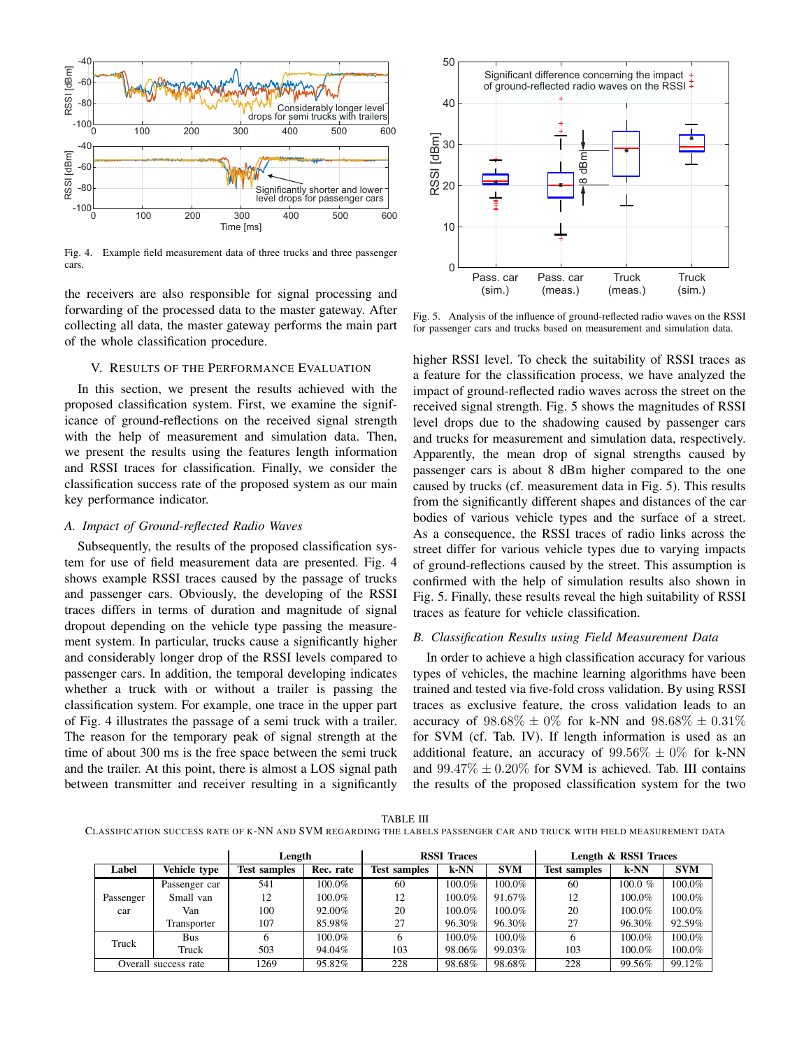Fig. 4. Example field measurement data of three trucks and three passenger cars.

the receivers are also responsible for signal processing and forwarding of the processed data to the master gateway. After collecting all data, the master gateway performs the main part of the whole classification procedure.

## V. Results of the Performance Evaluation

In this section, we present the results achieved with the proposed classification system. First, we examine the significance of ground-reflections on the received signal strength with the help of measurement and simulation data. Then, we present the results using the features length information and RSSI traces for classification. Finally, we consider the classification success rate of the proposed system as our main key performance indicator.

### *A. Impact of Ground-reflected Radio Waves*

Subsequently, the results of the proposed classification system for use of field measurement data are presented. Fig. 4 shows example RSSI traces caused by the passage of trucks and passenger cars. Obviously, the developing of the RSSI traces differs in terms of duration and magnitude of signal dropout depending on the vehicle type passing the measurement system. In particular, trucks cause a significantly higher and considerably longer drop of the RSSI levels compared to passenger cars. In addition, the temporal developing indicates whether a truck with or without a trailer is passing the classification system. For example, one trace in the upper part of Fig. 4 illustrates the passage of a semi truck with a trailer. The reason for the temporary peak of signal strength at the time of about 300 ms is the free space between the semi truck and the trailer. At this point, there is almost a LOS signal path between transmitter and receiver resulting in a significantly higher RSSI level. To check the suitability of RSSI traces as a feature for the classification process, we have analyzed the impact of ground-reflected radio waves across the street on the received signal strength. Fig. 5 shows the magnitudes of RSSI level drops due to the shadowing caused by passenger cars and trucks for measurement and simulation data, respectively. Apparently, the mean drop of signal strengths caused by passenger cars is about 8 dBm higher compared to the one caused by trucks (cf. measurement data in Fig. 5). This results from the significantly different shapes and distances of the car bodies of various vehicle types and the surface of a street. As a consequence, the RSSI traces of radio links across the street differ for various vehicle types due to varying impacts of ground-reflections caused by the street. This assumption is confirmed with the help of simulation results also shown in Fig. 5. Finally, these results reveal the high suitability of RSSI traces as feature for vehicle classification.

Fig. 5. Analysis of the influence of ground-reflected radio waves on the RSSI for passenger cars and trucks based on measurement and simulation data.

### *B. Classification Results using Field Measurement Data*

In order to achieve a high classification accuracy for various types of vehicles, the machine learning algorithms have been trained and tested via five-fold cross validation. By using RSSI traces as exclusive feature, the cross validation leads to an accuracy of $98.68\% \pm 0\%$ for k-NN and $98.68\% \pm 0.31\%$ for SVM (cf. Tab. IV). If length information is used as an additional feature, an accuracy of $99.56\% \pm 0\%$ for k-NN and $99.47\% \pm 0.20\%$ for SVM is achieved. Tab. III contains the results of the proposed classification system for the two

TABLE III
Classification success rate of k-NN and SVM regarding the labels passenger car and truck with field measurement data

| | | Length | | RSSI Traces | | | Length & RSSI Traces | | |
|---|---|---|---|---|---|---|---|---|---|
| **Label** | **Vehicle type** | **Test samples** | **Rec. rate** | **Test samples** | **k-NN** | **SVM** | **Test samples** | **k-NN** | **SVM** |
| Passenger car | Passenger car | 541 | 100.0% | 60 | 100.0% | 100.0% | 60 | 100.0 % | 100.0% |
| | Small van | 12 | 100.0% | 12 | 100.0% | 91.67% | 12 | 100.0% | 100.0% |
| | Van | 100 | 92.00% | 20 | 100.0% | 100.0% | 20 | 100.0% | 100.0% |
| | Transporter | 107 | 85.98% | 27 | 96.30% | 96.30% | 27 | 96.30% | 92.59% |
| Truck | Bus | 6 | 100.0% | 6 | 100.0% | 100.0% | 6 | 100.0% | 100.0% |
| | Truck | 503 | 94.04% | 103 | 98.06% | 99.03% | 103 | 100.0% | 100.0% |
| Overall success rate | | 1269 | 95.82% | 228 | 98.68% | 98.68% | 228 | 99.56% | 99.12% |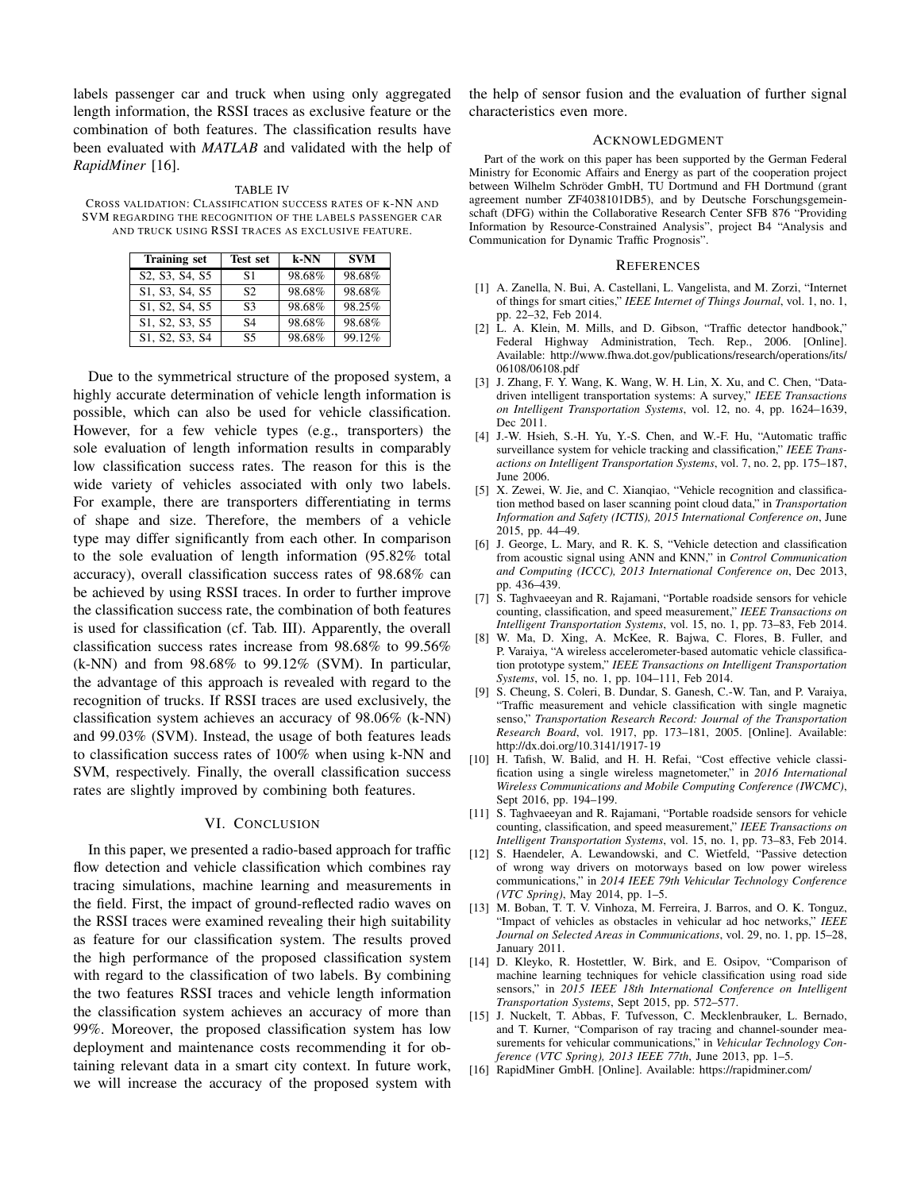labels passenger car and truck when using only aggregated length information, the RSSI traces as exclusive feature or the combination of both features. The classification results have been evaluated with *MATLAB* and validated with the help of *RapidMiner* [16].

TABLE IV
CROSS VALIDATION: CLASSIFICATION SUCCESS RATES OF K-NN AND SVM REGARDING THE RECOGNITION OF THE LABELS PASSENGER CAR AND TRUCK USING RSSI TRACES AS EXCLUSIVE FEATURE.

| Training set | Test set | k-NN | SVM |
|---|---|---|---|
| S2, S3, S4, S5 | S1 | 98.68% | 98.68% |
| S1, S3, S4, S5 | S2 | 98.68% | 98.68% |
| S1, S2, S4, S5 | S3 | 98.68% | 98.25% |
| S1, S2, S3, S5 | S4 | 98.68% | 98.68% |
| S1, S2, S3, S4 | S5 | 98.68% | 99.12% |

Due to the symmetrical structure of the proposed system, a highly accurate determination of vehicle length information is possible, which can also be used for vehicle classification. However, for a few vehicle types (e.g., transporters) the sole evaluation of length information results in comparably low classification success rates. The reason for this is the wide variety of vehicles associated with only two labels. For example, there are transporters differentiating in terms of shape and size. Therefore, the members of a vehicle type may differ significantly from each other. In comparison to the sole evaluation of length information (95.82% total accuracy), overall classification success rates of 98.68% can be achieved by using RSSI traces. In order to further improve the classification success rate, the combination of both features is used for classification (cf. Tab. III). Apparently, the overall classification success rates increase from 98.68% to 99.56% (k-NN) and from 98.68% to 99.12% (SVM). In particular, the advantage of this approach is revealed with regard to the recognition of trucks. If RSSI traces are used exclusively, the classification system achieves an accuracy of 98.06% (k-NN) and 99.03% (SVM). Instead, the usage of both features leads to classification success rates of 100% when using k-NN and SVM, respectively. Finally, the overall classification success rates are slightly improved by combining both features.

## VI. CONCLUSION

In this paper, we presented a radio-based approach for traffic flow detection and vehicle classification which combines ray tracing simulations, machine learning and measurements in the field. First, the impact of ground-reflected radio waves on the RSSI traces were examined revealing their high suitability as feature for our classification system. The results proved the high performance of the proposed classification system with regard to the classification of two labels. By combining the two features RSSI traces and vehicle length information the classification system achieves an accuracy of more than 99%. Moreover, the proposed classification system has low deployment and maintenance costs recommending it for obtaining relevant data in a smart city context. In future work, we will increase the accuracy of the proposed system with the help of sensor fusion and the evaluation of further signal characteristics even more.

## ACKNOWLEDGMENT

Part of the work on this paper has been supported by the German Federal Ministry for Economic Affairs and Energy as part of the cooperation project between Wilhelm Schröder GmbH, TU Dortmund and FH Dortmund (grant agreement number ZF4038101DB5), and by Deutsche Forschungsgemeinschaft (DFG) within the Collaborative Research Center SFB 876 "Providing Information by Resource-Constrained Analysis", project B4 "Analysis and Communication for Dynamic Traffic Prognosis".

## REFERENCES

[1] A. Zanella, N. Bui, A. Castellani, L. Vangelista, and M. Zorzi, "Internet of things for smart cities," *IEEE Internet of Things Journal*, vol. 1, no. 1, pp. 22–32, Feb 2014.

[2] L. A. Klein, M. Mills, and D. Gibson, "Traffic detector handbook," Federal Highway Administration, Tech. Rep., 2006. [Online]. Available: http://www.fhwa.dot.gov/publications/research/operations/its/06108/06108.pdf

[3] J. Zhang, F. Y. Wang, K. Wang, W. H. Lin, X. Xu, and C. Chen, "Data-driven intelligent transportation systems: A survey," *IEEE Transactions on Intelligent Transportation Systems*, vol. 12, no. 4, pp. 1624–1639, Dec 2011.

[4] J.-W. Hsieh, S.-H. Yu, Y.-S. Chen, and W.-F. Hu, "Automatic traffic surveillance system for vehicle tracking and classification," *IEEE Transactions on Intelligent Transportation Systems*, vol. 7, no. 2, pp. 175–187, June 2006.

[5] X. Zewei, W. Jie, and C. Xianqiao, "Vehicle recognition and classification method based on laser scanning point cloud data," in *Transportation Information and Safety (ICTIS), 2015 International Conference on*, June 2015, pp. 44–49.

[6] J. George, L. Mary, and R. K. S, "Vehicle detection and classification from acoustic signal using ANN and KNN," in *Control Communication and Computing (ICCC), 2013 International Conference on*, Dec 2013, pp. 436–439.

[7] S. Taghvaeeyan and R. Rajamani, "Portable roadside sensors for vehicle counting, classification, and speed measurement," *IEEE Transactions on Intelligent Transportation Systems*, vol. 15, no. 1, pp. 73–83, Feb 2014.

[8] W. Ma, D. Xing, A. McKee, R. Bajwa, C. Flores, B. Fuller, and P. Varaiya, "A wireless accelerometer-based automatic vehicle classification prototype system," *IEEE Transactions on Intelligent Transportation Systems*, vol. 15, no. 1, pp. 104–111, Feb 2014.

[9] S. Cheung, S. Coleri, B. Dundar, S. Ganesh, C.-W. Tan, and P. Varaiya, "Traffic measurement and vehicle classification with single magnetic senso," *Transportation Research Record: Journal of the Transportation Research Board*, vol. 1917, pp. 173–181, 2005. [Online]. Available: http://dx.doi.org/10.3141/1917-19

[10] H. Tafish, W. Balid, and H. H. Refai, "Cost effective vehicle classification using a single wireless magnetometer," in *2016 International Wireless Communications and Mobile Computing Conference (IWCMC)*, Sept 2016, pp. 194–199.

[11] S. Taghvaeeyan and R. Rajamani, "Portable roadside sensors for vehicle counting, classification, and speed measurement," *IEEE Transactions on Intelligent Transportation Systems*, vol. 15, no. 1, pp. 73–83, Feb 2014.

[12] S. Haendeler, A. Lewandowski, and C. Wietfeld, "Passive detection of wrong way drivers on motorways based on low power wireless communications," in *2014 IEEE 79th Vehicular Technology Conference (VTC Spring)*, May 2014, pp. 1–5.

[13] M. Boban, T. T. V. Vinhoza, M. Ferreira, J. Barros, and O. K. Tonguz, "Impact of vehicles as obstacles in vehicular ad hoc networks," *IEEE Journal on Selected Areas in Communications*, vol. 29, no. 1, pp. 15–28, January 2011.

[14] D. Kleyko, R. Hostettler, W. Birk, and E. Osipov, "Comparison of machine learning techniques for vehicle classification using road side sensors," in *2015 IEEE 18th International Conference on Intelligent Transportation Systems*, Sept 2015, pp. 572–577.

[15] J. Nuckelt, T. Abbas, F. Tufvesson, C. Mecklenbrauker, L. Bernado, and T. Kurner, "Comparison of ray tracing and channel-sounder measurements for vehicular communications," in *Vehicular Technology Conference (VTC Spring), 2013 IEEE 77th*, June 2013, pp. 1–5.

[16] RapidMiner GmbH. [Online]. Available: https://rapidminer.com/